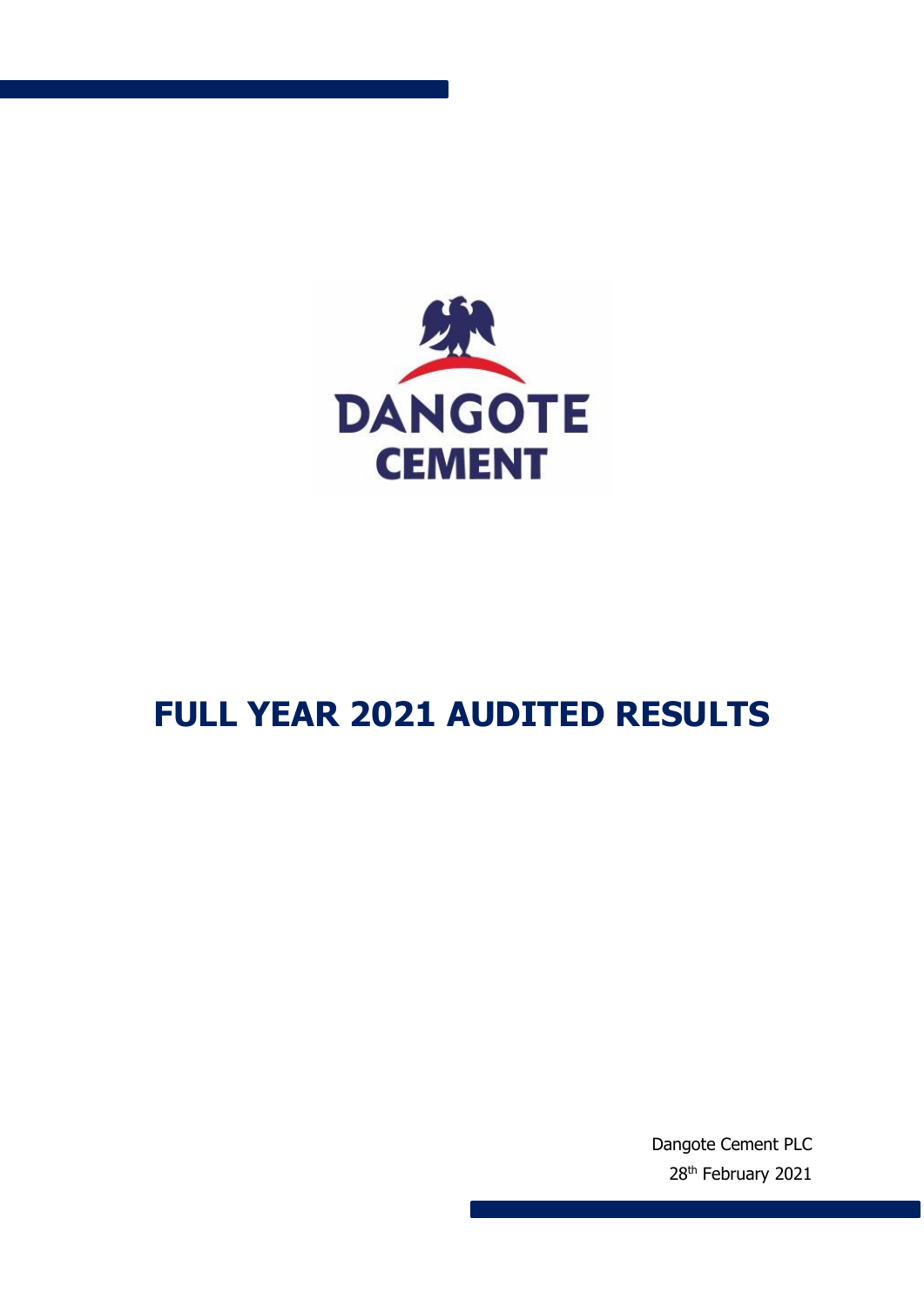DANGOTE CEMENT

# FULL YEAR 2021 AUDITED RESULTS

Dangote Cement PLC

28th February 2021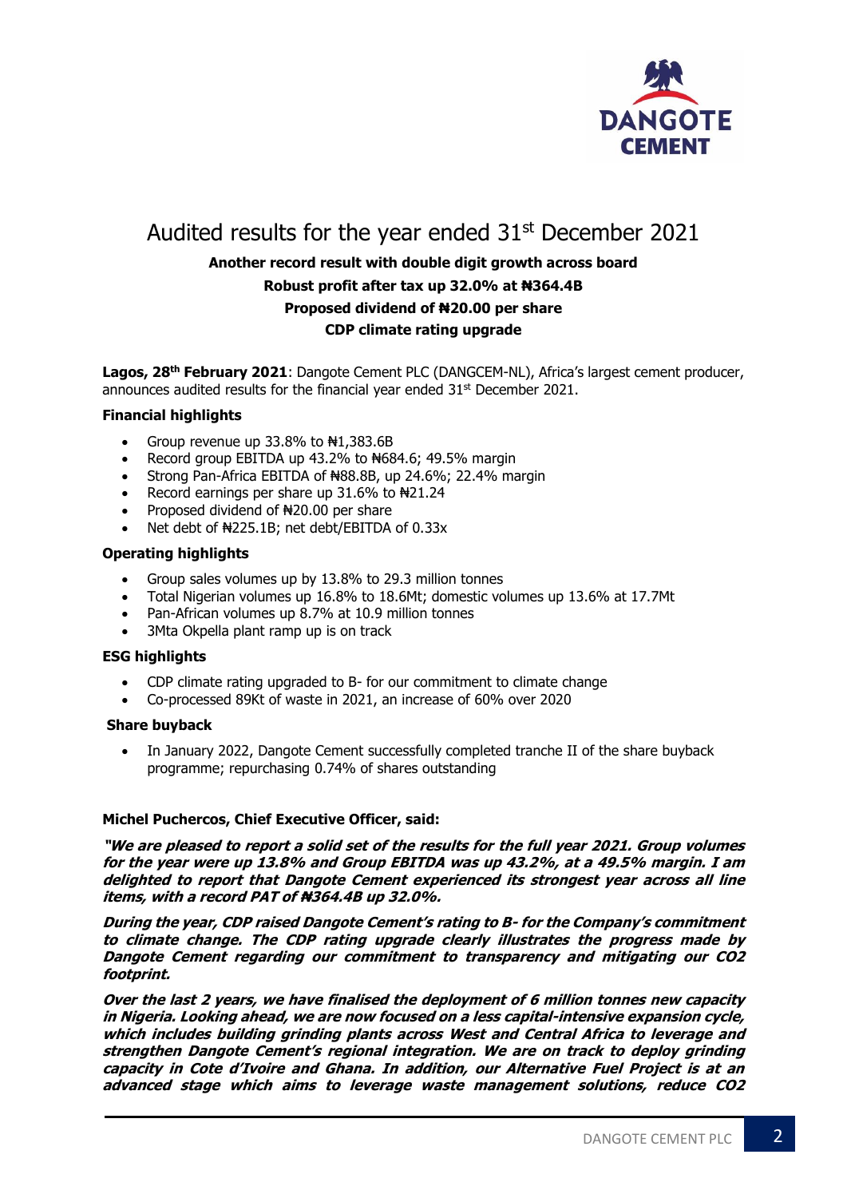# Audited results for the year ended 31st December 2021

**Another record result with double digit growth across board**

**Robust profit after tax up 32.0% at ₦364.4B**

**Proposed dividend of ₦20.00 per share**

**CDP climate rating upgrade**

**Lagos, 28th February 2021**: Dangote Cement PLC (DANGCEM-NL), Africa's largest cement producer, announces audited results for the financial year ended 31st December 2021.

### Financial highlights

- Group revenue up 33.8% to ₦1,383.6B
- Record group EBITDA up 43.2% to ₦684.6; 49.5% margin
- Strong Pan-Africa EBITDA of ₦88.8B, up 24.6%; 22.4% margin
- Record earnings per share up 31.6% to ₦21.24
- Proposed dividend of ₦20.00 per share
- Net debt of ₦225.1B; net debt/EBITDA of 0.33x

### Operating highlights

- Group sales volumes up by 13.8% to 29.3 million tonnes
- Total Nigerian volumes up 16.8% to 18.6Mt; domestic volumes up 13.6% at 17.7Mt
- Pan-African volumes up 8.7% at 10.9 million tonnes
- 3Mta Okpella plant ramp up is on track

### ESG highlights

- CDP climate rating upgraded to B- for our commitment to climate change
- Co-processed 89Kt of waste in 2021, an increase of 60% over 2020

### Share buyback

- In January 2022, Dangote Cement successfully completed tranche II of the share buyback programme; repurchasing 0.74% of shares outstanding

**Michel Puchercos, Chief Executive Officer, said:**

***"We are pleased to report a solid set of the results for the full year 2021. Group volumes for the year were up 13.8% and Group EBITDA was up 43.2%, at a 49.5% margin. I am delighted to report that Dangote Cement experienced its strongest year across all line items, with a record PAT of ₦364.4B up 32.0%.***

***During the year, CDP raised Dangote Cement's rating to B- for the Company's commitment to climate change. The CDP rating upgrade clearly illustrates the progress made by Dangote Cement regarding our commitment to transparency and mitigating our CO2 footprint.***

***Over the last 2 years, we have finalised the deployment of 6 million tonnes new capacity in Nigeria. Looking ahead, we are now focused on a less capital-intensive expansion cycle, which includes building grinding plants across West and Central Africa to leverage and strengthen Dangote Cement's regional integration. We are on track to deploy grinding capacity in Cote d'Ivoire and Ghana. In addition, our Alternative Fuel Project is at an advanced stage which aims to leverage waste management solutions, reduce CO2***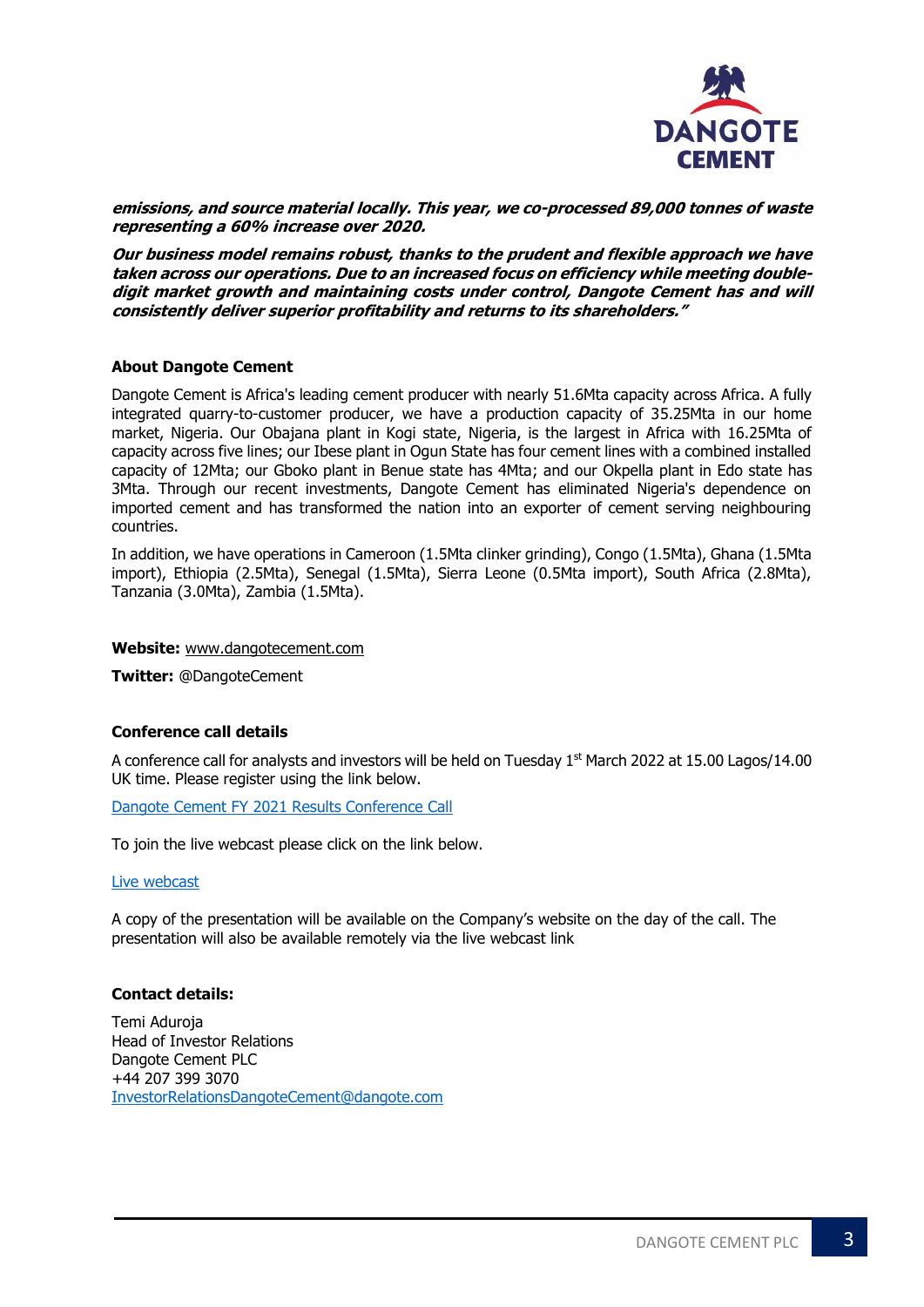***emissions, and source material locally. This year, we co-processed 89,000 tonnes of waste representing a 60% increase over 2020.***

***Our business model remains robust, thanks to the prudent and flexible approach we have taken across our operations. Due to an increased focus on efficiency while meeting double-digit market growth and maintaining costs under control, Dangote Cement has and will consistently deliver superior profitability and returns to its shareholders."***

**About Dangote Cement**

Dangote Cement is Africa's leading cement producer with nearly 51.6Mta capacity across Africa. A fully integrated quarry-to-customer producer, we have a production capacity of 35.25Mta in our home market, Nigeria. Our Obajana plant in Kogi state, Nigeria, is the largest in Africa with 16.25Mta of capacity across five lines; our Ibese plant in Ogun State has four cement lines with a combined installed capacity of 12Mta; our Gboko plant in Benue state has 4Mta; and our Okpella plant in Edo state has 3Mta. Through our recent investments, Dangote Cement has eliminated Nigeria's dependence on imported cement and has transformed the nation into an exporter of cement serving neighbouring countries.

In addition, we have operations in Cameroon (1.5Mta clinker grinding), Congo (1.5Mta), Ghana (1.5Mta import), Ethiopia (2.5Mta), Senegal (1.5Mta), Sierra Leone (0.5Mta import), South Africa (2.8Mta), Tanzania (3.0Mta), Zambia (1.5Mta).

**Website:** www.dangotecement.com

**Twitter:** @DangoteCement

**Conference call details**

A conference call for analysts and investors will be held on Tuesday 1st March 2022 at 15.00 Lagos/14.00 UK time. Please register using the link below.

Dangote Cement FY 2021 Results Conference Call

To join the live webcast please click on the link below.

Live webcast

A copy of the presentation will be available on the Company's website on the day of the call. The presentation will also be available remotely via the live webcast link

**Contact details:**

Temi Aduroja
Head of Investor Relations
Dangote Cement PLC
+44 207 399 3070
InvestorRelationsDangoteCement@dangote.com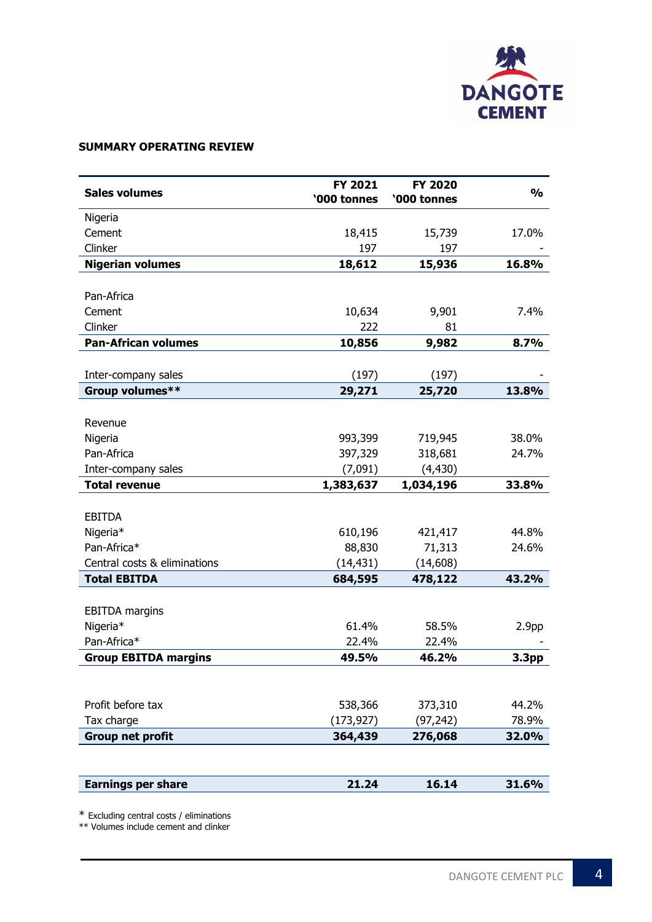## SUMMARY OPERATING REVIEW

| Sales volumes | FY 2021 '000 tonnes | FY 2020 '000 tonnes | % |
|---|---|---|---|
| Nigeria | | | |
| Cement | 18,415 | 15,739 | 17.0% |
| Clinker | 197 | 197 | - |
| **Nigerian volumes** | **18,612** | **15,936** | **16.8%** |
| | | | |
| Pan-Africa | | | |
| Cement | 10,634 | 9,901 | 7.4% |
| Clinker | 222 | 81 | |
| **Pan-African volumes** | **10,856** | **9,982** | **8.7%** |
| | | | |
| Inter-company sales | (197) | (197) | - |
| **Group volumes**** | **29,271** | **25,720** | **13.8%** |
| | | | |
| Revenue | | | |
| Nigeria | 993,399 | 719,945 | 38.0% |
| Pan-Africa | 397,329 | 318,681 | 24.7% |
| Inter-company sales | (7,091) | (4,430) | |
| **Total revenue** | **1,383,637** | **1,034,196** | **33.8%** |
| | | | |
| EBITDA | | | |
| Nigeria* | 610,196 | 421,417 | 44.8% |
| Pan-Africa* | 88,830 | 71,313 | 24.6% |
| Central costs & eliminations | (14,431) | (14,608) | |
| **Total EBITDA** | **684,595** | **478,122** | **43.2%** |
| | | | |
| EBITDA margins | | | |
| Nigeria* | 61.4% | 58.5% | 2.9pp |
| Pan-Africa* | 22.4% | 22.4% | - |
| **Group EBITDA margins** | **49.5%** | **46.2%** | **3.3pp** |
| | | | |
| Profit before tax | 538,366 | 373,310 | 44.2% |
| Tax charge | (173,927) | (97,242) | 78.9% |
| **Group net profit** | **364,439** | **276,068** | **32.0%** |
| | | | |
| **Earnings per share** | **21.24** | **16.14** | **31.6%** |

\* Excluding central costs / eliminations
** Volumes include cement and clinker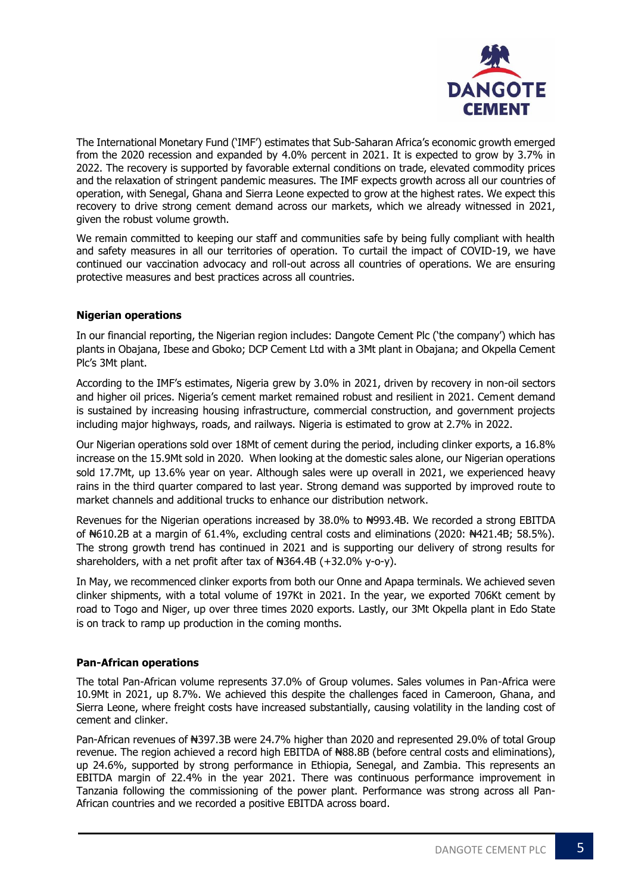The International Monetary Fund ('IMF') estimates that Sub-Saharan Africa's economic growth emerged from the 2020 recession and expanded by 4.0% percent in 2021. It is expected to grow by 3.7% in 2022. The recovery is supported by favorable external conditions on trade, elevated commodity prices and the relaxation of stringent pandemic measures. The IMF expects growth across all our countries of operation, with Senegal, Ghana and Sierra Leone expected to grow at the highest rates. We expect this recovery to drive strong cement demand across our markets, which we already witnessed in 2021, given the robust volume growth.

We remain committed to keeping our staff and communities safe by being fully compliant with health and safety measures in all our territories of operation. To curtail the impact of COVID-19, we have continued our vaccination advocacy and roll-out across all countries of operations. We are ensuring protective measures and best practices across all countries.

**Nigerian operations**

In our financial reporting, the Nigerian region includes: Dangote Cement Plc ('the company') which has plants in Obajana, Ibese and Gboko; DCP Cement Ltd with a 3Mt plant in Obajana; and Okpella Cement Plc's 3Mt plant.

According to the IMF's estimates, Nigeria grew by 3.0% in 2021, driven by recovery in non-oil sectors and higher oil prices. Nigeria's cement market remained robust and resilient in 2021. Cement demand is sustained by increasing housing infrastructure, commercial construction, and government projects including major highways, roads, and railways. Nigeria is estimated to grow at 2.7% in 2022.

Our Nigerian operations sold over 18Mt of cement during the period, including clinker exports, a 16.8% increase on the 15.9Mt sold in 2020. When looking at the domestic sales alone, our Nigerian operations sold 17.7Mt, up 13.6% year on year. Although sales were up overall in 2021, we experienced heavy rains in the third quarter compared to last year. Strong demand was supported by improved route to market channels and additional trucks to enhance our distribution network.

Revenues for the Nigerian operations increased by 38.0% to ₦993.4B. We recorded a strong EBITDA of ₦610.2B at a margin of 61.4%, excluding central costs and eliminations (2020: ₦421.4B; 58.5%). The strong growth trend has continued in 2021 and is supporting our delivery of strong results for shareholders, with a net profit after tax of ₦364.4B (+32.0% y-o-y).

In May, we recommenced clinker exports from both our Onne and Apapa terminals. We achieved seven clinker shipments, with a total volume of 197Kt in 2021. In the year, we exported 706Kt cement by road to Togo and Niger, up over three times 2020 exports. Lastly, our 3Mt Okpella plant in Edo State is on track to ramp up production in the coming months.

**Pan-African operations**

The total Pan-African volume represents 37.0% of Group volumes. Sales volumes in Pan-Africa were 10.9Mt in 2021, up 8.7%. We achieved this despite the challenges faced in Cameroon, Ghana, and Sierra Leone, where freight costs have increased substantially, causing volatility in the landing cost of cement and clinker.

Pan-African revenues of ₦397.3B were 24.7% higher than 2020 and represented 29.0% of total Group revenue. The region achieved a record high EBITDA of ₦88.8B (before central costs and eliminations), up 24.6%, supported by strong performance in Ethiopia, Senegal, and Zambia. This represents an EBITDA margin of 22.4% in the year 2021. There was continuous performance improvement in Tanzania following the commissioning of the power plant. Performance was strong across all Pan-African countries and we recorded a positive EBITDA across board.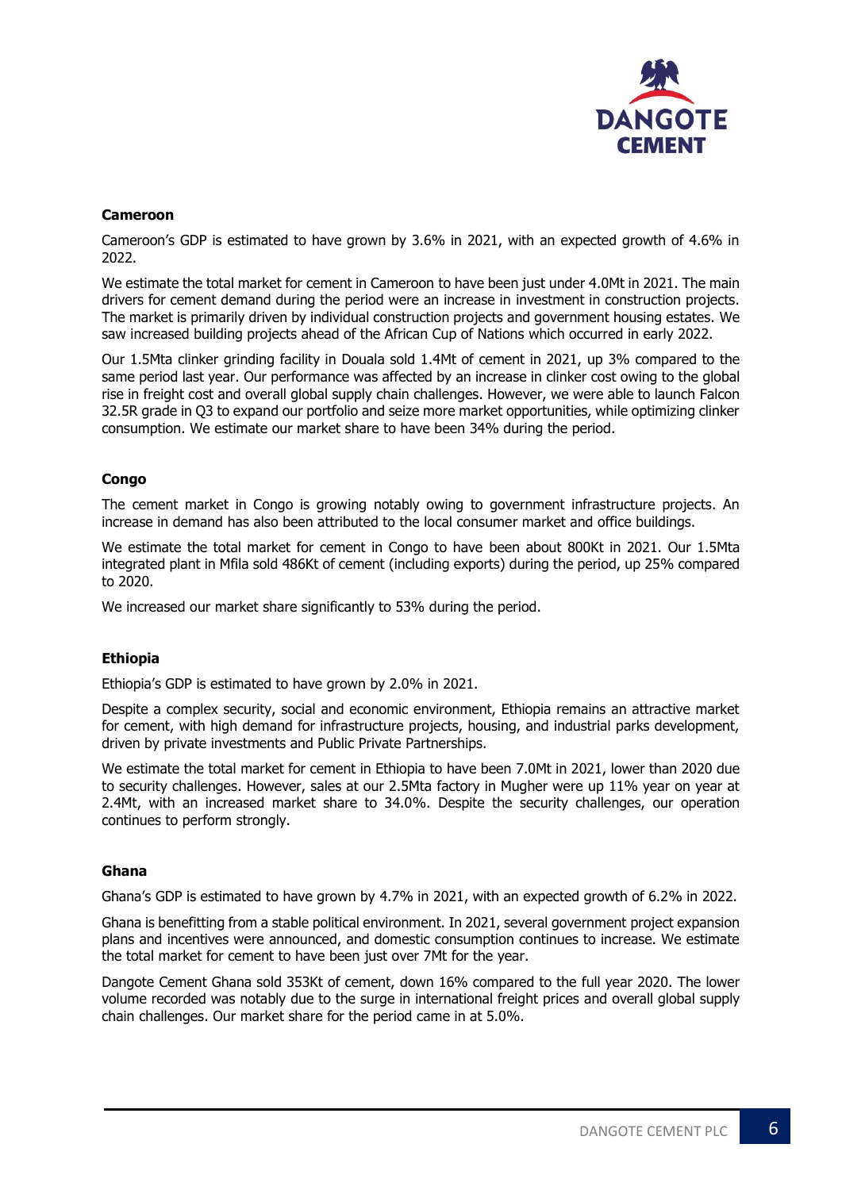**Cameroon**

Cameroon's GDP is estimated to have grown by 3.6% in 2021, with an expected growth of 4.6% in 2022.

We estimate the total market for cement in Cameroon to have been just under 4.0Mt in 2021. The main drivers for cement demand during the period were an increase in investment in construction projects. The market is primarily driven by individual construction projects and government housing estates. We saw increased building projects ahead of the African Cup of Nations which occurred in early 2022.

Our 1.5Mta clinker grinding facility in Douala sold 1.4Mt of cement in 2021, up 3% compared to the same period last year. Our performance was affected by an increase in clinker cost owing to the global rise in freight cost and overall global supply chain challenges. However, we were able to launch Falcon 32.5R grade in Q3 to expand our portfolio and seize more market opportunities, while optimizing clinker consumption. We estimate our market share to have been 34% during the period.

**Congo**

The cement market in Congo is growing notably owing to government infrastructure projects. An increase in demand has also been attributed to the local consumer market and office buildings.

We estimate the total market for cement in Congo to have been about 800Kt in 2021. Our 1.5Mta integrated plant in Mfila sold 486Kt of cement (including exports) during the period, up 25% compared to 2020.

We increased our market share significantly to 53% during the period.

**Ethiopia**

Ethiopia's GDP is estimated to have grown by 2.0% in 2021.

Despite a complex security, social and economic environment, Ethiopia remains an attractive market for cement, with high demand for infrastructure projects, housing, and industrial parks development, driven by private investments and Public Private Partnerships.

We estimate the total market for cement in Ethiopia to have been 7.0Mt in 2021, lower than 2020 due to security challenges. However, sales at our 2.5Mta factory in Mugher were up 11% year on year at 2.4Mt, with an increased market share to 34.0%. Despite the security challenges, our operation continues to perform strongly.

**Ghana**

Ghana's GDP is estimated to have grown by 4.7% in 2021, with an expected growth of 6.2% in 2022.

Ghana is benefitting from a stable political environment. In 2021, several government project expansion plans and incentives were announced, and domestic consumption continues to increase. We estimate the total market for cement to have been just over 7Mt for the year.

Dangote Cement Ghana sold 353Kt of cement, down 16% compared to the full year 2020. The lower volume recorded was notably due to the surge in international freight prices and overall global supply chain challenges. Our market share for the period came in at 5.0%.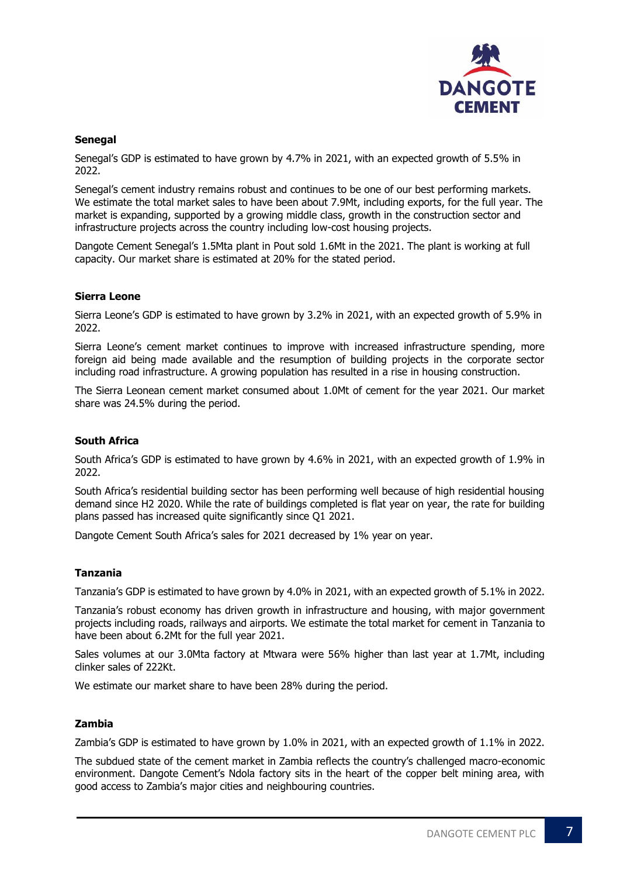### Senegal

Senegal's GDP is estimated to have grown by 4.7% in 2021, with an expected growth of 5.5% in 2022.

Senegal's cement industry remains robust and continues to be one of our best performing markets. We estimate the total market sales to have been about 7.9Mt, including exports, for the full year. The market is expanding, supported by a growing middle class, growth in the construction sector and infrastructure projects across the country including low-cost housing projects.

Dangote Cement Senegal's 1.5Mta plant in Pout sold 1.6Mt in the 2021. The plant is working at full capacity. Our market share is estimated at 20% for the stated period.

### Sierra Leone

Sierra Leone's GDP is estimated to have grown by 3.2% in 2021, with an expected growth of 5.9% in 2022.

Sierra Leone's cement market continues to improve with increased infrastructure spending, more foreign aid being made available and the resumption of building projects in the corporate sector including road infrastructure. A growing population has resulted in a rise in housing construction.

The Sierra Leonean cement market consumed about 1.0Mt of cement for the year 2021. Our market share was 24.5% during the period.

### South Africa

South Africa's GDP is estimated to have grown by 4.6% in 2021, with an expected growth of 1.9% in 2022.

South Africa's residential building sector has been performing well because of high residential housing demand since H2 2020. While the rate of buildings completed is flat year on year, the rate for building plans passed has increased quite significantly since Q1 2021.

Dangote Cement South Africa's sales for 2021 decreased by 1% year on year.

### Tanzania

Tanzania's GDP is estimated to have grown by 4.0% in 2021, with an expected growth of 5.1% in 2022.

Tanzania's robust economy has driven growth in infrastructure and housing, with major government projects including roads, railways and airports. We estimate the total market for cement in Tanzania to have been about 6.2Mt for the full year 2021.

Sales volumes at our 3.0Mta factory at Mtwara were 56% higher than last year at 1.7Mt, including clinker sales of 222Kt.

We estimate our market share to have been 28% during the period.

### Zambia

Zambia's GDP is estimated to have grown by 1.0% in 2021, with an expected growth of 1.1% in 2022.

The subdued state of the cement market in Zambia reflects the country's challenged macro-economic environment. Dangote Cement's Ndola factory sits in the heart of the copper belt mining area, with good access to Zambia's major cities and neighbouring countries.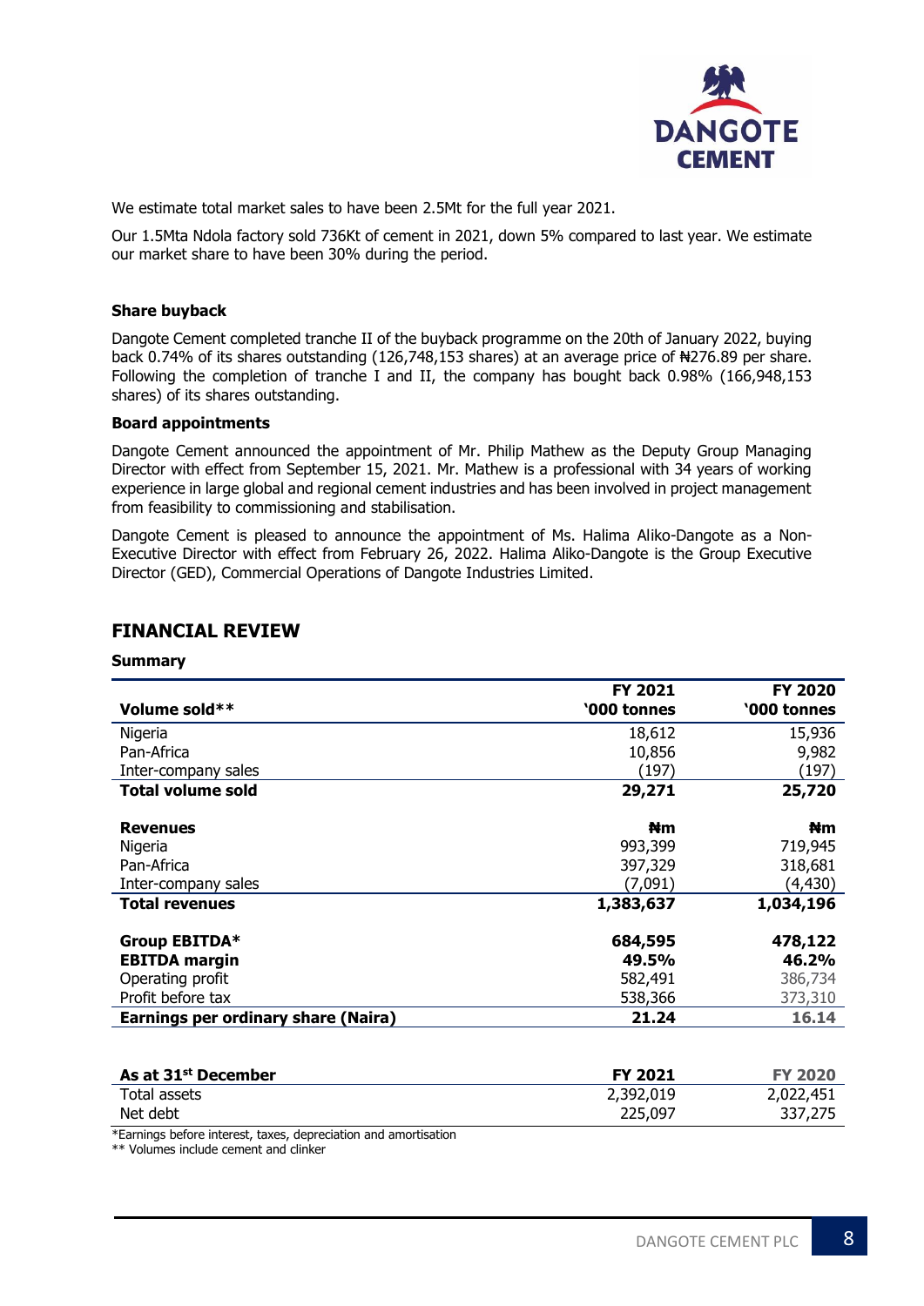We estimate total market sales to have been 2.5Mt for the full year 2021.

Our 1.5Mta Ndola factory sold 736Kt of cement in 2021, down 5% compared to last year. We estimate our market share to have been 30% during the period.

**Share buyback**

Dangote Cement completed tranche II of the buyback programme on the 20th of January 2022, buying back 0.74% of its shares outstanding (126,748,153 shares) at an average price of ₦276.89 per share. Following the completion of tranche I and II, the company has bought back 0.98% (166,948,153 shares) of its shares outstanding.

**Board appointments**

Dangote Cement announced the appointment of Mr. Philip Mathew as the Deputy Group Managing Director with effect from September 15, 2021. Mr. Mathew is a professional with 34 years of working experience in large global and regional cement industries and has been involved in project management from feasibility to commissioning and stabilisation.

Dangote Cement is pleased to announce the appointment of Ms. Halima Aliko-Dangote as a Non-Executive Director with effect from February 26, 2022. Halima Aliko-Dangote is the Group Executive Director (GED), Commercial Operations of Dangote Industries Limited.

## FINANCIAL REVIEW

**Summary**

| Volume sold** | FY 2021 '000 tonnes | FY 2020 '000 tonnes |
|---|---|---|
| Nigeria | 18,612 | 15,936 |
| Pan-Africa | 10,856 | 9,982 |
| Inter-company sales | (197) | (197) |
| **Total volume sold** | **29,271** | **25,720** |
| **Revenues** | **₦m** | **₦m** |
| Nigeria | 993,399 | 719,945 |
| Pan-Africa | 397,329 | 318,681 |
| Inter-company sales | (7,091) | (4,430) |
| **Total revenues** | **1,383,637** | **1,034,196** |
| **Group EBITDA*** | **684,595** | **478,122** |
| **EBITDA margin** | **49.5%** | **46.2%** |
| Operating profit | 582,491 | 386,734 |
| Profit before tax | 538,366 | 373,310 |
| **Earnings per ordinary share (Naira)** | **21.24** | **16.14** |

| As at 31st December | FY 2021 | FY 2020 |
|---|---|---|
| Total assets | 2,392,019 | 2,022,451 |
| Net debt | 225,097 | 337,275 |

*Earnings before interest, taxes, depreciation and amortisation

** Volumes include cement and clinker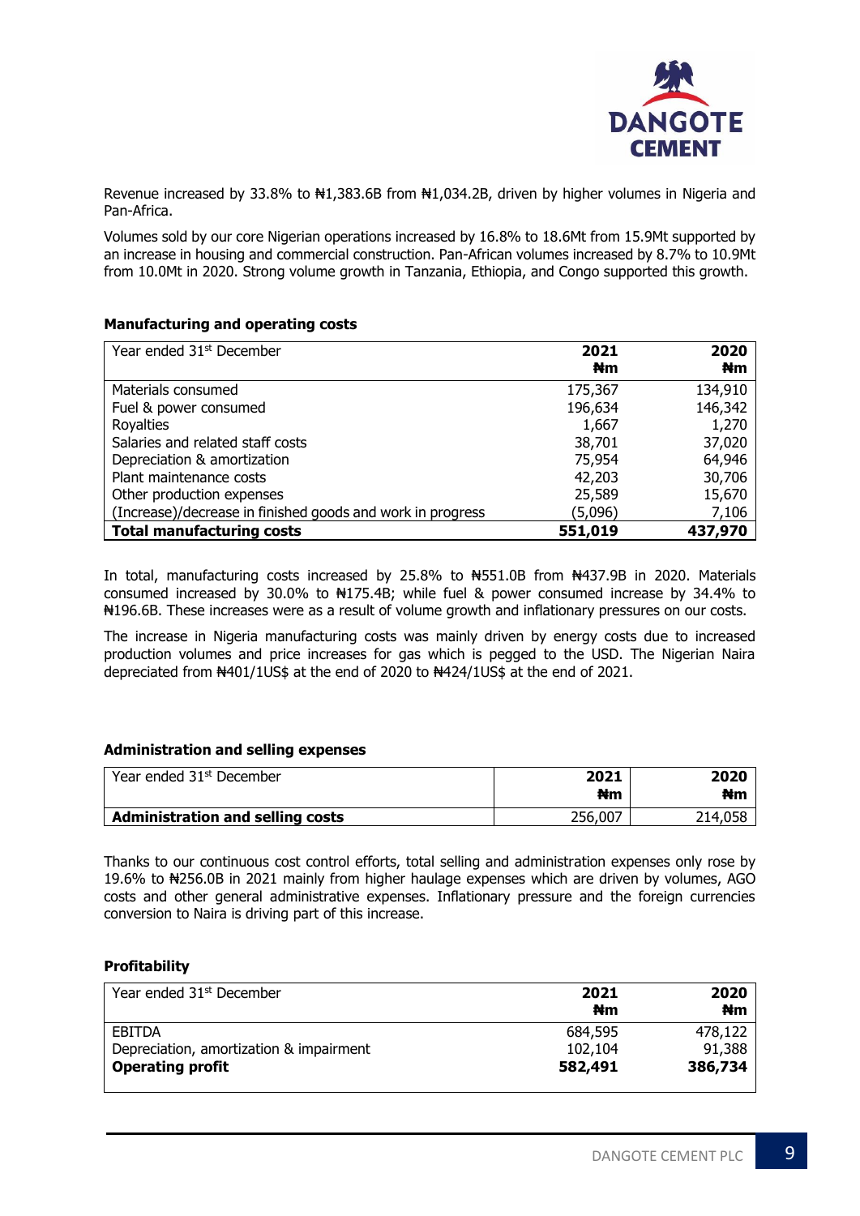Revenue increased by 33.8% to ₦1,383.6B from ₦1,034.2B, driven by higher volumes in Nigeria and Pan-Africa.

Volumes sold by our core Nigerian operations increased by 16.8% to 18.6Mt from 15.9Mt supported by an increase in housing and commercial construction. Pan-African volumes increased by 8.7% to 10.9Mt from 10.0Mt in 2020. Strong volume growth in Tanzania, Ethiopia, and Congo supported this growth.

#### Manufacturing and operating costs

| Year ended 31st December | 2021 ₦m | 2020 ₦m |
|---|---|---|
| Materials consumed | 175,367 | 134,910 |
| Fuel & power consumed | 196,634 | 146,342 |
| Royalties | 1,667 | 1,270 |
| Salaries and related staff costs | 38,701 | 37,020 |
| Depreciation & amortization | 75,954 | 64,946 |
| Plant maintenance costs | 42,203 | 30,706 |
| Other production expenses | 25,589 | 15,670 |
| (Increase)/decrease in finished goods and work in progress | (5,096) | 7,106 |
| **Total manufacturing costs** | **551,019** | **437,970** |

In total, manufacturing costs increased by 25.8% to ₦551.0B from ₦437.9B in 2020. Materials consumed increased by 30.0% to ₦175.4B; while fuel & power consumed increase by 34.4% to ₦196.6B. These increases were as a result of volume growth and inflationary pressures on our costs.

The increase in Nigeria manufacturing costs was mainly driven by energy costs due to increased production volumes and price increases for gas which is pegged to the USD. The Nigerian Naira depreciated from ₦401/1US$ at the end of 2020 to ₦424/1US$ at the end of 2021.

#### Administration and selling expenses

| Year ended 31st December | 2021 ₦m | 2020 ₦m |
|---|---|---|
| **Administration and selling costs** | 256,007 | 214,058 |

Thanks to our continuous cost control efforts, total selling and administration expenses only rose by 19.6% to ₦256.0B in 2021 mainly from higher haulage expenses which are driven by volumes, AGO costs and other general administrative expenses. Inflationary pressure and the foreign currencies conversion to Naira is driving part of this increase.

#### Profitability

| Year ended 31st December | 2021 ₦m | 2020 ₦m |
|---|---|---|
| EBITDA | 684,595 | 478,122 |
| Depreciation, amortization & impairment | 102,104 | 91,388 |
| **Operating profit** | **582,491** | **386,734** |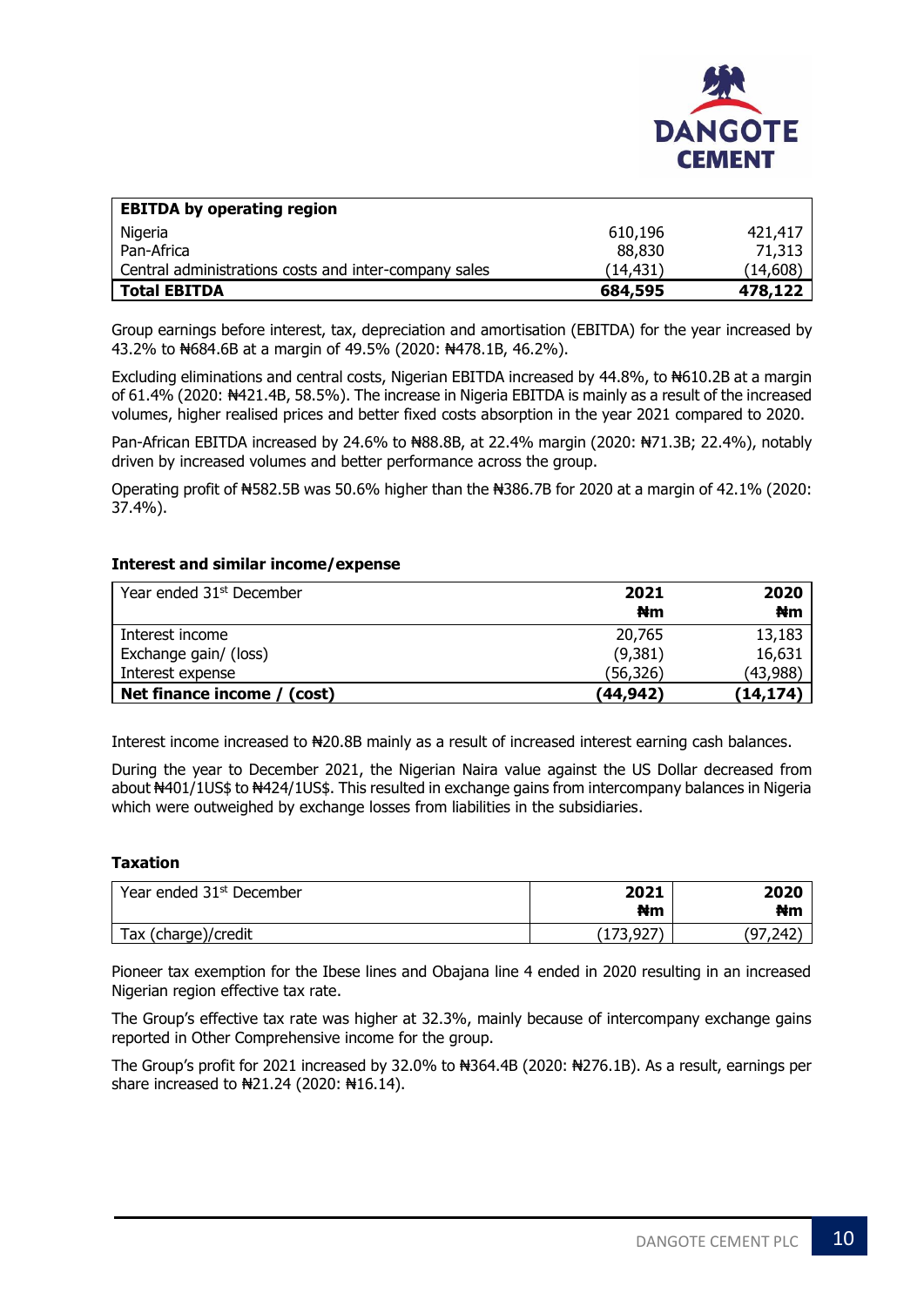| EBITDA by operating region | | |
|---|---|---|
| Nigeria | 610,196 | 421,417 |
| Pan-Africa | 88,830 | 71,313 |
| Central administrations costs and inter-company sales | (14,431) | (14,608) |
| **Total EBITDA** | **684,595** | **478,122** |

Group earnings before interest, tax, depreciation and amortisation (EBITDA) for the year increased by 43.2% to ₦684.6B at a margin of 49.5% (2020: ₦478.1B, 46.2%).

Excluding eliminations and central costs, Nigerian EBITDA increased by 44.8%, to ₦610.2B at a margin of 61.4% (2020: ₦421.4B, 58.5%). The increase in Nigeria EBITDA is mainly as a result of the increased volumes, higher realised prices and better fixed costs absorption in the year 2021 compared to 2020.

Pan-African EBITDA increased by 24.6% to ₦88.8B, at 22.4% margin (2020: ₦71.3B; 22.4%), notably driven by increased volumes and better performance across the group.

Operating profit of ₦582.5B was 50.6% higher than the ₦386.7B for 2020 at a margin of 42.1% (2020: 37.4%).

### Interest and similar income/expense

| Year ended 31st December | 2021 ₦m | 2020 ₦m |
|---|---|---|
| Interest income | 20,765 | 13,183 |
| Exchange gain/ (loss) | (9,381) | 16,631 |
| Interest expense | (56,326) | (43,988) |
| **Net finance income / (cost)** | **(44,942)** | **(14,174)** |

Interest income increased to ₦20.8B mainly as a result of increased interest earning cash balances.

During the year to December 2021, the Nigerian Naira value against the US Dollar decreased from about ₦401/1US$ to ₦424/1US$. This resulted in exchange gains from intercompany balances in Nigeria which were outweighed by exchange losses from liabilities in the subsidiaries.

### Taxation

| Year ended 31st December | 2021 ₦m | 2020 ₦m |
|---|---|---|
| Tax (charge)/credit | (173,927) | (97,242) |

Pioneer tax exemption for the Ibese lines and Obajana line 4 ended in 2020 resulting in an increased Nigerian region effective tax rate.

The Group's effective tax rate was higher at 32.3%, mainly because of intercompany exchange gains reported in Other Comprehensive income for the group.

The Group's profit for 2021 increased by 32.0% to ₦364.4B (2020: ₦276.1B). As a result, earnings per share increased to ₦21.24 (2020: ₦16.14).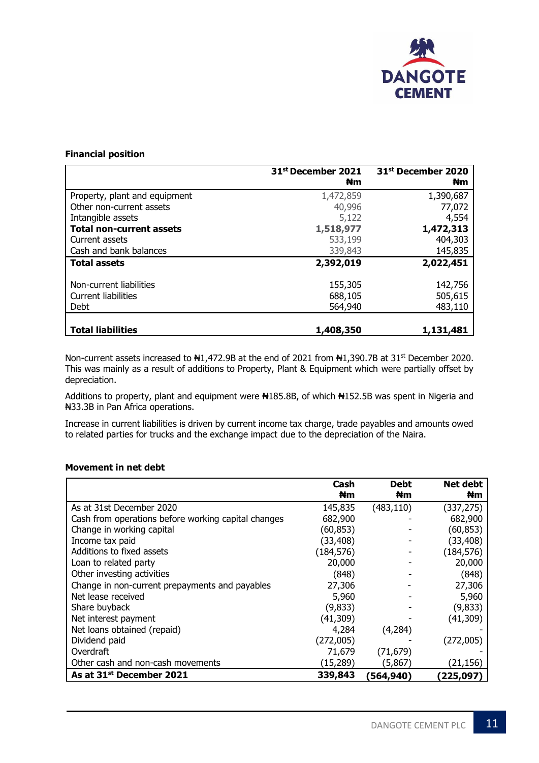**Financial position**

| | 31st December 2021 ₦m | 31st December 2020 ₦m |
|---|---|---|
| Property, plant and equipment | 1,472,859 | 1,390,687 |
| Other non-current assets | 40,996 | 77,072 |
| Intangible assets | 5,122 | 4,554 |
| **Total non-current assets** | **1,518,977** | **1,472,313** |
| Current assets | 533,199 | 404,303 |
| Cash and bank balances | 339,843 | 145,835 |
| **Total assets** | **2,392,019** | **2,022,451** |
| Non-current liabilities | 155,305 | 142,756 |
| Current liabilities | 688,105 | 505,615 |
| Debt | 564,940 | 483,110 |
| **Total liabilities** | **1,408,350** | **1,131,481** |

Non-current assets increased to ₦1,472.9B at the end of 2021 from ₦1,390.7B at 31st December 2020. This was mainly as a result of additions to Property, Plant & Equipment which were partially offset by depreciation.

Additions to property, plant and equipment were ₦185.8B, of which ₦152.5B was spent in Nigeria and ₦33.3B in Pan Africa operations.

Increase in current liabilities is driven by current income tax charge, trade payables and amounts owed to related parties for trucks and the exchange impact due to the depreciation of the Naira.

**Movement in net debt**

| | Cash ₦m | Debt ₦m | Net debt ₦m |
|---|---|---|---|
| As at 31st December 2020 | 145,835 | (483,110) | (337,275) |
| Cash from operations before working capital changes | 682,900 | - | 682,900 |
| Change in working capital | (60,853) | - | (60,853) |
| Income tax paid | (33,408) | - | (33,408) |
| Additions to fixed assets | (184,576) | - | (184,576) |
| Loan to related party | 20,000 | - | 20,000 |
| Other investing activities | (848) | - | (848) |
| Change in non-current prepayments and payables | 27,306 | - | 27,306 |
| Net lease received | 5,960 | - | 5,960 |
| Share buyback | (9,833) | - | (9,833) |
| Net interest payment | (41,309) | - | (41,309) |
| Net loans obtained (repaid) | 4,284 | (4,284) | - |
| Dividend paid | (272,005) | - | (272,005) |
| Overdraft | 71,679 | (71,679) | - |
| Other cash and non-cash movements | (15,289) | (5,867) | (21,156) |
| **As at 31st December 2021** | **339,843** | **(564,940)** | **(225,097)** |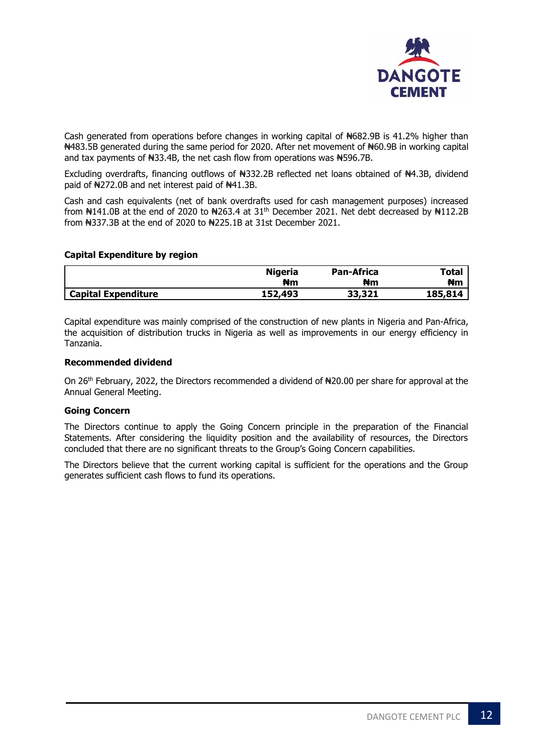Cash generated from operations before changes in working capital of ₦682.9B is 41.2% higher than ₦483.5B generated during the same period for 2020. After net movement of ₦60.9B in working capital and tax payments of ₦33.4B, the net cash flow from operations was ₦596.7B.

Excluding overdrafts, financing outflows of ₦332.2B reflected net loans obtained of ₦4.3B, dividend paid of ₦272.0B and net interest paid of ₦41.3B.

Cash and cash equivalents (net of bank overdrafts used for cash management purposes) increased from ₦141.0B at the end of 2020 to ₦263.4 at 31th December 2021. Net debt decreased by ₦112.2B from ₦337.3B at the end of 2020 to ₦225.1B at 31st December 2021.

**Capital Expenditure by region**

| | Nigeria ₦m | Pan-Africa ₦m | Total ₦m |
|---|---|---|---|
| **Capital Expenditure** | **152,493** | **33,321** | **185,814** |

Capital expenditure was mainly comprised of the construction of new plants in Nigeria and Pan-Africa, the acquisition of distribution trucks in Nigeria as well as improvements in our energy efficiency in Tanzania.

**Recommended dividend**

On 26th February, 2022, the Directors recommended a dividend of ₦20.00 per share for approval at the Annual General Meeting.

**Going Concern**

The Directors continue to apply the Going Concern principle in the preparation of the Financial Statements. After considering the liquidity position and the availability of resources, the Directors concluded that there are no significant threats to the Group's Going Concern capabilities.

The Directors believe that the current working capital is sufficient for the operations and the Group generates sufficient cash flows to fund its operations.